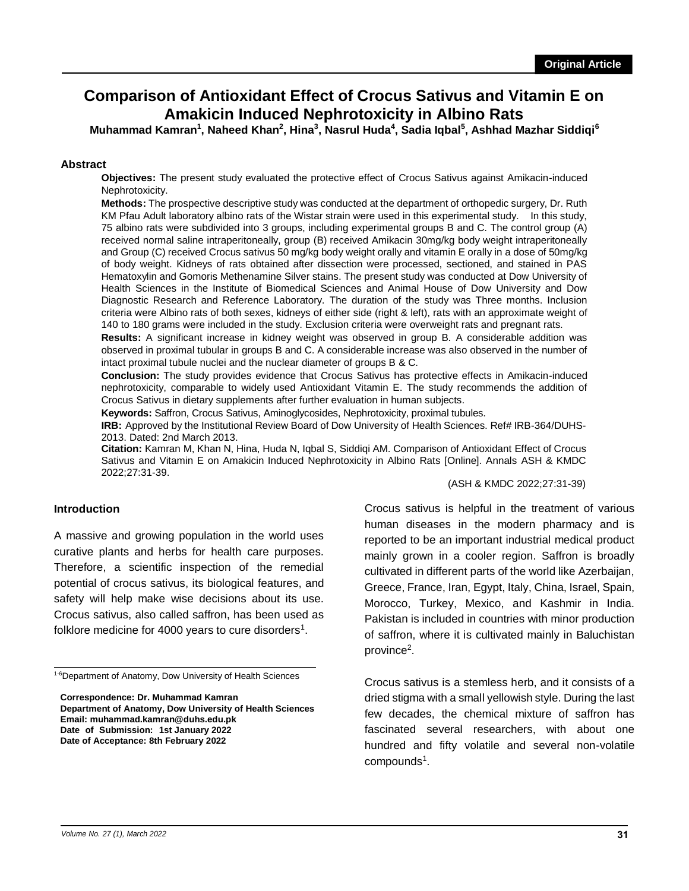Original Article

# Comparison of Antioxidant Effect of Crocus Sativus and Vitamin E on Amakicin Induced Nephrotoxicity in Albino Rats

**Muhammad Kamran[1], Naheed Khan[2], Hina[3], Nasrul Huda[4], Sadia Iqbal[5], Ashhad Mazhar Siddiqi[6]**

## Abstract

**Objectives:** The present study evaluated the protective effect of Crocus Sativus against Amikacin-induced Nephrotoxicity.

**Methods:** The prospective descriptive study was conducted at the department of orthopedic surgery, Dr. Ruth KM Pfau Adult laboratory albino rats of the Wistar strain were used in this experimental study. In this study, 75 albino rats were subdivided into 3 groups, including experimental groups B and C. The control group (A) received normal saline intraperitoneally, group (B) received Amikacin 30mg/kg body weight intraperitoneally and Group (C) received Crocus sativus 50 mg/kg body weight orally and vitamin E orally in a dose of 50mg/kg of body weight. Kidneys of rats obtained after dissection were processed, sectioned, and stained in PAS Hematoxylin and Gomoris Methenamine Silver stains. The present study was conducted at Dow University of Health Sciences in the Institute of Biomedical Sciences and Animal House of Dow University and Dow Diagnostic Research and Reference Laboratory. The duration of the study was Three months. Inclusion criteria were Albino rats of both sexes, kidneys of either side (right & left), rats with an approximate weight of 140 to 180 grams were included in the study. Exclusion criteria were overweight rats and pregnant rats.

**Results:** A significant increase in kidney weight was observed in group B. A considerable addition was observed in proximal tubular in groups B and C. A considerable increase was also observed in the number of intact proximal tubule nuclei and the nuclear diameter of groups B & C.

**Conclusion:** The study provides evidence that Crocus Sativus has protective effects in Amikacin-induced nephrotoxicity, comparable to widely used Antioxidant Vitamin E. The study recommends the addition of Crocus Sativus in dietary supplements after further evaluation in human subjects.

**Keywords:** Saffron, Crocus Sativus, Aminoglycosides, Nephrotoxicity, proximal tubules.

**IRB:** Approved by the Institutional Review Board of Dow University of Health Sciences. Ref# IRB-364/DUHS-2013. Dated: 2nd March 2013.

**Citation:** Kamran M, Khan N, Hina, Huda N, Iqbal S, Siddiqi AM. Comparison of Antioxidant Effect of Crocus Sativus and Vitamin E on Amakicin Induced Nephrotoxicity in Albino Rats [Online]. Annals ASH & KMDC 2022;27:31-39.

(ASH & KMDC 2022;27:31-39)

## Introduction

A massive and growing population in the world uses curative plants and herbs for health care purposes. Therefore, a scientific inspection of the remedial potential of crocus sativus, its biological features, and safety will help make wise decisions about its use. Crocus sativus, also called saffron, has been used as folklore medicine for 4000 years to cure disorders[1].

Crocus sativus is helpful in the treatment of various human diseases in the modern pharmacy and is reported to be an important industrial medical product mainly grown in a cooler region. Saffron is broadly cultivated in different parts of the world like Azerbaijan, Greece, France, Iran, Egypt, Italy, China, Israel, Spain, Morocco, Turkey, Mexico, and Kashmir in India. Pakistan is included in countries with minor production of saffron, where it is cultivated mainly in Baluchistan province[2].

Crocus sativus is a stemless herb, and it consists of a dried stigma with a small yellowish style. During the last few decades, the chemical mixture of saffron has fascinated several researchers, with about one hundred and fifty volatile and several non-volatile compounds[1].

[1-6]Department of Anatomy, Dow University of Health Sciences

**Correspondence: Dr. Muhammad Kamran**
**Department of Anatomy, Dow University of Health Sciences**
**Email: muhammad.kamran@duhs.edu.pk**
**Date of Submission: 1st January 2022**
**Date of Acceptance: 8th February 2022**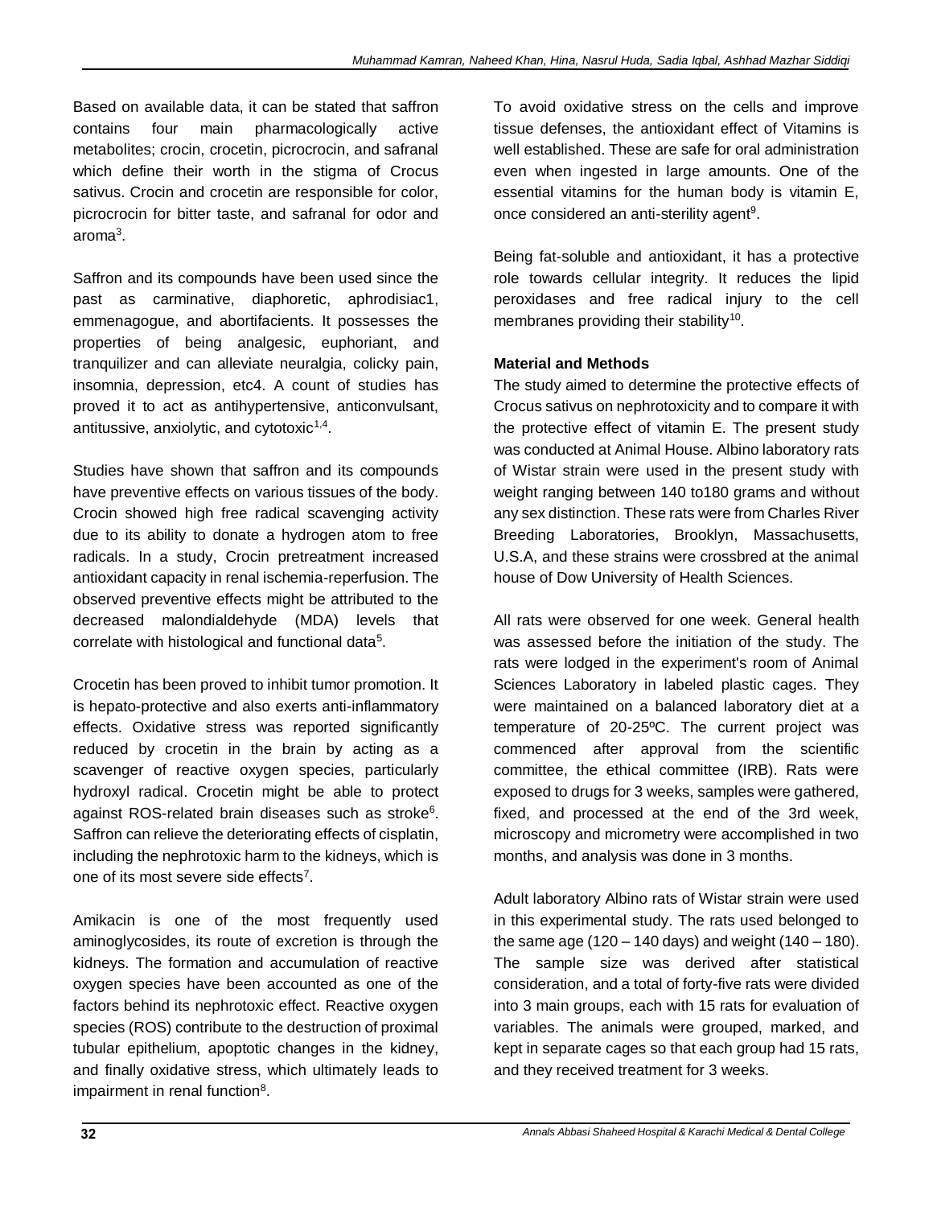Based on available data, it can be stated that saffron contains four main pharmacologically active metabolites; crocin, crocetin, picrocrocin, and safranal which define their worth in the stigma of Crocus sativus. Crocin and crocetin are responsible for color, picrocrocin for bitter taste, and safranal for odor and aroma[3].

Saffron and its compounds have been used since the past as carminative, diaphoretic, aphrodisiac1, emmenagogue, and abortifacients. It possesses the properties of being analgesic, euphoriant, and tranquilizer and can alleviate neuralgia, colicky pain, insomnia, depression, etc4. A count of studies has proved it to act as antihypertensive, anticonvulsant, antitussive, anxiolytic, and cytotoxic[1,4].

Studies have shown that saffron and its compounds have preventive effects on various tissues of the body. Crocin showed high free radical scavenging activity due to its ability to donate a hydrogen atom to free radicals. In a study, Crocin pretreatment increased antioxidant capacity in renal ischemia-reperfusion. The observed preventive effects might be attributed to the decreased malondialdehyde (MDA) levels that correlate with histological and functional data[5].

Crocetin has been proved to inhibit tumor promotion. It is hepato-protective and also exerts anti-inflammatory effects. Oxidative stress was reported significantly reduced by crocetin in the brain by acting as a scavenger of reactive oxygen species, particularly hydroxyl radical. Crocetin might be able to protect against ROS-related brain diseases such as stroke[6]. Saffron can relieve the deteriorating effects of cisplatin, including the nephrotoxic harm to the kidneys, which is one of its most severe side effects[7].

Amikacin is one of the most frequently used aminoglycosides, its route of excretion is through the kidneys. The formation and accumulation of reactive oxygen species have been accounted as one of the factors behind its nephrotoxic effect. Reactive oxygen species (ROS) contribute to the destruction of proximal tubular epithelium, apoptotic changes in the kidney, and finally oxidative stress, which ultimately leads to impairment in renal function[8].

To avoid oxidative stress on the cells and improve tissue defenses, the antioxidant effect of Vitamins is well established. These are safe for oral administration even when ingested in large amounts. One of the essential vitamins for the human body is vitamin E, once considered an anti-sterility agent[9].

Being fat-soluble and antioxidant, it has a protective role towards cellular integrity. It reduces the lipid peroxidases and free radical injury to the cell membranes providing their stability[10].

## Material and Methods

The study aimed to determine the protective effects of Crocus sativus on nephrotoxicity and to compare it with the protective effect of vitamin E. The present study was conducted at Animal House. Albino laboratory rats of Wistar strain were used in the present study with weight ranging between 140 to180 grams and without any sex distinction. These rats were from Charles River Breeding Laboratories, Brooklyn, Massachusetts, U.S.A, and these strains were crossbred at the animal house of Dow University of Health Sciences.

All rats were observed for one week. General health was assessed before the initiation of the study. The rats were lodged in the experiment's room of Animal Sciences Laboratory in labeled plastic cages. They were maintained on a balanced laboratory diet at a temperature of 20-25ºC. The current project was commenced after approval from the scientific committee, the ethical committee (IRB). Rats were exposed to drugs for 3 weeks, samples were gathered, fixed, and processed at the end of the 3rd week, microscopy and micrometry were accomplished in two months, and analysis was done in 3 months.

Adult laboratory Albino rats of Wistar strain were used in this experimental study. The rats used belonged to the same age (120 – 140 days) and weight (140 – 180). The sample size was derived after statistical consideration, and a total of forty-five rats were divided into 3 main groups, each with 15 rats for evaluation of variables. The animals were grouped, marked, and kept in separate cages so that each group had 15 rats, and they received treatment for 3 weeks.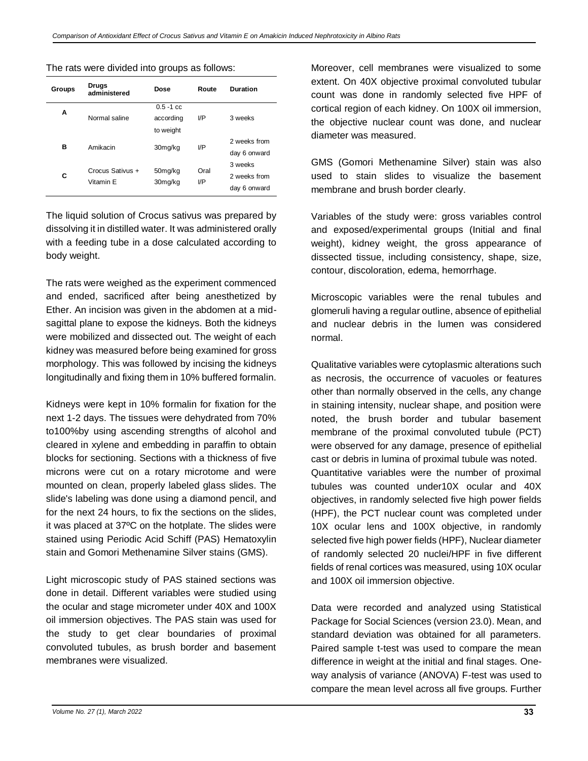The rats were divided into groups as follows:

| Groups | Drugs administered | Dose | Route | Duration |
|---|---|---|---|---|
| A | Normal saline | 0.5 -1 cc according to weight | I/P | 3 weeks |
| B | Amikacin | 30mg/kg | I/P | 2 weeks from day 6 onward |
| C | Crocus Sativus + Vitamin E | 50mg/kg 30mg/kg | Oral I/P | 3 weeks 2 weeks from day 6 onward |

The liquid solution of Crocus sativus was prepared by dissolving it in distilled water. It was administered orally with a feeding tube in a dose calculated according to body weight.

The rats were weighed as the experiment commenced and ended, sacrificed after being anesthetized by Ether. An incision was given in the abdomen at a mid-sagittal plane to expose the kidneys. Both the kidneys were mobilized and dissected out. The weight of each kidney was measured before being examined for gross morphology. This was followed by incising the kidneys longitudinally and fixing them in 10% buffered formalin.

Kidneys were kept in 10% formalin for fixation for the next 1-2 days. The tissues were dehydrated from 70% to100%by using ascending strengths of alcohol and cleared in xylene and embedding in paraffin to obtain blocks for sectioning. Sections with a thickness of five microns were cut on a rotary microtome and were mounted on clean, properly labeled glass slides. The slide's labeling was done using a diamond pencil, and for the next 24 hours, to fix the sections on the slides, it was placed at 37ºC on the hotplate. The slides were stained using Periodic Acid Schiff (PAS) Hematoxylin stain and Gomori Methenamine Silver stains (GMS).

Light microscopic study of PAS stained sections was done in detail. Different variables were studied using the ocular and stage micrometer under 40X and 100X oil immersion objectives. The PAS stain was used for the study to get clear boundaries of proximal convoluted tubules, as brush border and basement membranes were visualized.

Moreover, cell membranes were visualized to some extent. On 40X objective proximal convoluted tubular count was done in randomly selected five HPF of cortical region of each kidney. On 100X oil immersion, the objective nuclear count was done, and nuclear diameter was measured.

GMS (Gomori Methenamine Silver) stain was also used to stain slides to visualize the basement membrane and brush border clearly.

Variables of the study were: gross variables control and exposed/experimental groups (Initial and final weight), kidney weight, the gross appearance of dissected tissue, including consistency, shape, size, contour, discoloration, edema, hemorrhage.

Microscopic variables were the renal tubules and glomeruli having a regular outline, absence of epithelial and nuclear debris in the lumen was considered normal.

Qualitative variables were cytoplasmic alterations such as necrosis, the occurrence of vacuoles or features other than normally observed in the cells, any change in staining intensity, nuclear shape, and position were noted, the brush border and tubular basement membrane of the proximal convoluted tubule (PCT) were observed for any damage, presence of epithelial cast or debris in lumina of proximal tubule was noted.
Quantitative variables were the number of proximal tubules was counted under10X ocular and 40X objectives, in randomly selected five high power fields (HPF), the PCT nuclear count was completed under 10X ocular lens and 100X objective, in randomly selected five high power fields (HPF), Nuclear diameter of randomly selected 20 nuclei/HPF in five different fields of renal cortices was measured, using 10X ocular and 100X oil immersion objective.

Data were recorded and analyzed using Statistical Package for Social Sciences (version 23.0). Mean, and standard deviation was obtained for all parameters. Paired sample t-test was used to compare the mean difference in weight at the initial and final stages. One-way analysis of variance (ANOVA) F-test was used to compare the mean level across all five groups. Further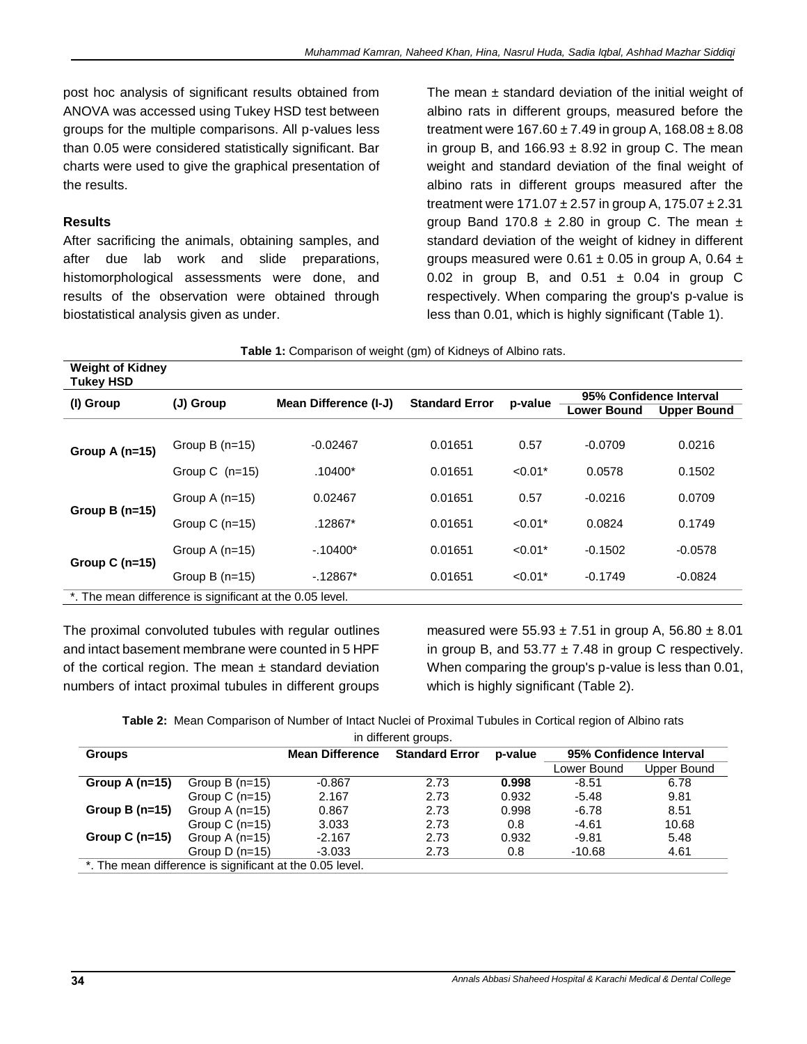post hoc analysis of significant results obtained from ANOVA was accessed using Tukey HSD test between groups for the multiple comparisons. All p-values less than 0.05 were considered statistically significant. Bar charts were used to give the graphical presentation of the results.

### Results

After sacrificing the animals, obtaining samples, and after due lab work and slide preparations, histomorphological assessments were done, and results of the observation were obtained through biostatistical analysis given as under.

The mean ± standard deviation of the initial weight of albino rats in different groups, measured before the treatment were 167.60 ± 7.49 in group A, 168.08 ± 8.08 in group B, and 166.93 ± 8.92 in group C. The mean weight and standard deviation of the final weight of albino rats in different groups measured after the treatment were 171.07 ± 2.57 in group A, 175.07 ± 2.31 group Band 170.8 ± 2.80 in group C. The mean ± standard deviation of the weight of kidney in different groups measured were 0.61 ± 0.05 in group A, 0.64 ± 0.02 in group B, and 0.51 ± 0.04 in group C respectively. When comparing the group's p-value is less than 0.01, which is highly significant (Table 1).

**Table 1:** Comparison of weight (gm) of Kidneys of Albino rats.

| **Weight of Kidney Tukey HSD** | | | | | | |
|---|---|---|---|---|---|---|
| **(I) Group** | **(J) Group** | **Mean Difference (I-J)** | **Standard Error** | **p-value** | **95% Confidence Interval** | |
| | | | | | **Lower Bound** | **Upper Bound** |
| **Group A (n=15)** | Group B (n=15) | -0.02467 | 0.01651 | 0.57 | -0.0709 | 0.0216 |
| | Group C (n=15) | .10400* | 0.01651 | <0.01* | 0.0578 | 0.1502 |
| **Group B (n=15)** | Group A (n=15) | 0.02467 | 0.01651 | 0.57 | -0.0216 | 0.0709 |
| | Group C (n=15) | .12867* | 0.01651 | <0.01* | 0.0824 | 0.1749 |
| **Group C (n=15)** | Group A (n=15) | -.10400* | 0.01651 | <0.01* | -0.1502 | -0.0578 |
| | Group B (n=15) | -.12867* | 0.01651 | <0.01* | -0.1749 | -0.0824 |

*. The mean difference is significant at the 0.05 level.

The proximal convoluted tubules with regular outlines and intact basement membrane were counted in 5 HPF of the cortical region. The mean ± standard deviation numbers of intact proximal tubules in different groups measured were 55.93 ± 7.51 in group A, 56.80 ± 8.01 in group B, and 53.77 ± 7.48 in group C respectively. When comparing the group's p-value is less than 0.01, which is highly significant (Table 2).

**Table 2:** Mean Comparison of Number of Intact Nuclei of Proximal Tubules in Cortical region of Albino rats in different groups.

| **Groups** | | **Mean Difference** | **Standard Error** | **p-value** | **95% Confidence Interval** | |
|---|---|---|---|---|---|---|
| | | | | | Lower Bound | Upper Bound |
| **Group A (n=15)** | Group B (n=15) | -0.867 | 2.73 | **0.998** | -8.51 | 6.78 |
| | Group C (n=15) | 2.167 | 2.73 | 0.932 | -5.48 | 9.81 |
| **Group B (n=15)** | Group A (n=15) | 0.867 | 2.73 | 0.998 | -6.78 | 8.51 |
| | Group C (n=15) | 3.033 | 2.73 | 0.8 | -4.61 | 10.68 |
| **Group C (n=15)** | Group A (n=15) | -2.167 | 2.73 | 0.932 | -9.81 | 5.48 |
| | Group D (n=15) | -3.033 | 2.73 | 0.8 | -10.68 | 4.61 |

*. The mean difference is significant at the 0.05 level.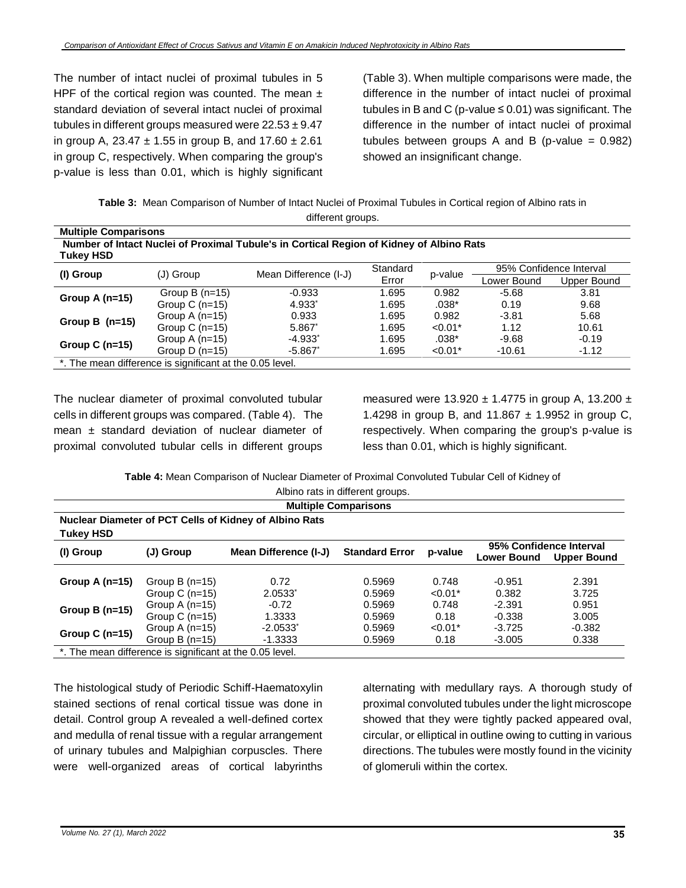The number of intact nuclei of proximal tubules in 5 HPF of the cortical region was counted. The mean ± standard deviation of several intact nuclei of proximal tubules in different groups measured were 22.53 ± 9.47 in group A, 23.47 ± 1.55 in group B, and 17.60 ± 2.61 in group C, respectively. When comparing the group's p-value is less than 0.01, which is highly significant (Table 3). When multiple comparisons were made, the difference in the number of intact nuclei of proximal tubules in B and C (p-value ≤ 0.01) was significant. The difference in the number of intact nuclei of proximal tubules between groups A and B (p-value = 0.982) showed an insignificant change.

**Table 3:** Mean Comparison of Number of Intact Nuclei of Proximal Tubules in Cortical region of Albino rats in different groups.

| **Multiple Comparisons** | | | | | | |
|---|---|---|---|---|---|---|
| **Number of Intact Nuclei of Proximal Tubule's in Cortical Region of Kidney of Albino Rats** | | | | | | |
| **Tukey HSD** | | | | | | |
| **(I) Group** | (J) Group | Mean Difference (I-J) | Standard Error | p-value | 95% Confidence Interval | |
| | | | | | Lower Bound | Upper Bound |
| **Group A (n=15)** | Group B (n=15) | -0.933 | 1.695 | 0.982 | -5.68 | 3.81 |
| | Group C (n=15) | 4.933* | 1.695 | .038* | 0.19 | 9.68 |
| **Group B (n=15)** | Group A (n=15) | 0.933 | 1.695 | 0.982 | -3.81 | 5.68 |
| | Group C (n=15) | 5.867* | 1.695 | <0.01* | 1.12 | 10.61 |
| **Group C (n=15)** | Group A (n=15) | -4.933* | 1.695 | .038* | -9.68 | -0.19 |
| | Group D (n=15) | -5.867* | 1.695 | <0.01* | -10.61 | -1.12 |

*. The mean difference is significant at the 0.05 level.

The nuclear diameter of proximal convoluted tubular cells in different groups was compared. (Table 4). The mean ± standard deviation of nuclear diameter of proximal convoluted tubular cells in different groups measured were 13.920 ± 1.4775 in group A, 13.200 ± 1.4298 in group B, and 11.867 ± 1.9952 in group C, respectively. When comparing the group's p-value is less than 0.01, which is highly significant.

**Table 4:** Mean Comparison of Nuclear Diameter of Proximal Convoluted Tubular Cell of Kidney of Albino rats in different groups.

| **Multiple Comparisons** | | | | | | |
|---|---|---|---|---|---|---|
| **Nuclear Diameter of PCT Cells of Kidney of Albino Rats** | | | | | | |
| **Tukey HSD** | | | | | | |
| **(I) Group** | **(J) Group** | **Mean Difference (I-J)** | **Standard Error** | **p-value** | **95% Confidence Interval** | |
| | | | | | **Lower Bound** | **Upper Bound** |
| **Group A (n=15)** | Group B (n=15) | 0.72 | 0.5969 | 0.748 | -0.951 | 2.391 |
| | Group C (n=15) | 2.0533* | 0.5969 | <0.01* | 0.382 | 3.725 |
| **Group B (n=15)** | Group A (n=15) | -0.72 | 0.5969 | 0.748 | -2.391 | 0.951 |
| | Group C (n=15) | 1.3333 | 0.5969 | 0.18 | -0.338 | 3.005 |
| **Group C (n=15)** | Group A (n=15) | -2.0533* | 0.5969 | <0.01* | -3.725 | -0.382 |
| | Group B (n=15) | -1.3333 | 0.5969 | 0.18 | -3.005 | 0.338 |

*. The mean difference is significant at the 0.05 level.

The histological study of Periodic Schiff-Haematoxylin stained sections of renal cortical tissue was done in detail. Control group A revealed a well-defined cortex and medulla of renal tissue with a regular arrangement of urinary tubules and Malpighian corpuscles. There were well-organized areas of cortical labyrinths alternating with medullary rays. A thorough study of proximal convoluted tubules under the light microscope showed that they were tightly packed appeared oval, circular, or elliptical in outline owing to cutting in various directions. The tubules were mostly found in the vicinity of glomeruli within the cortex.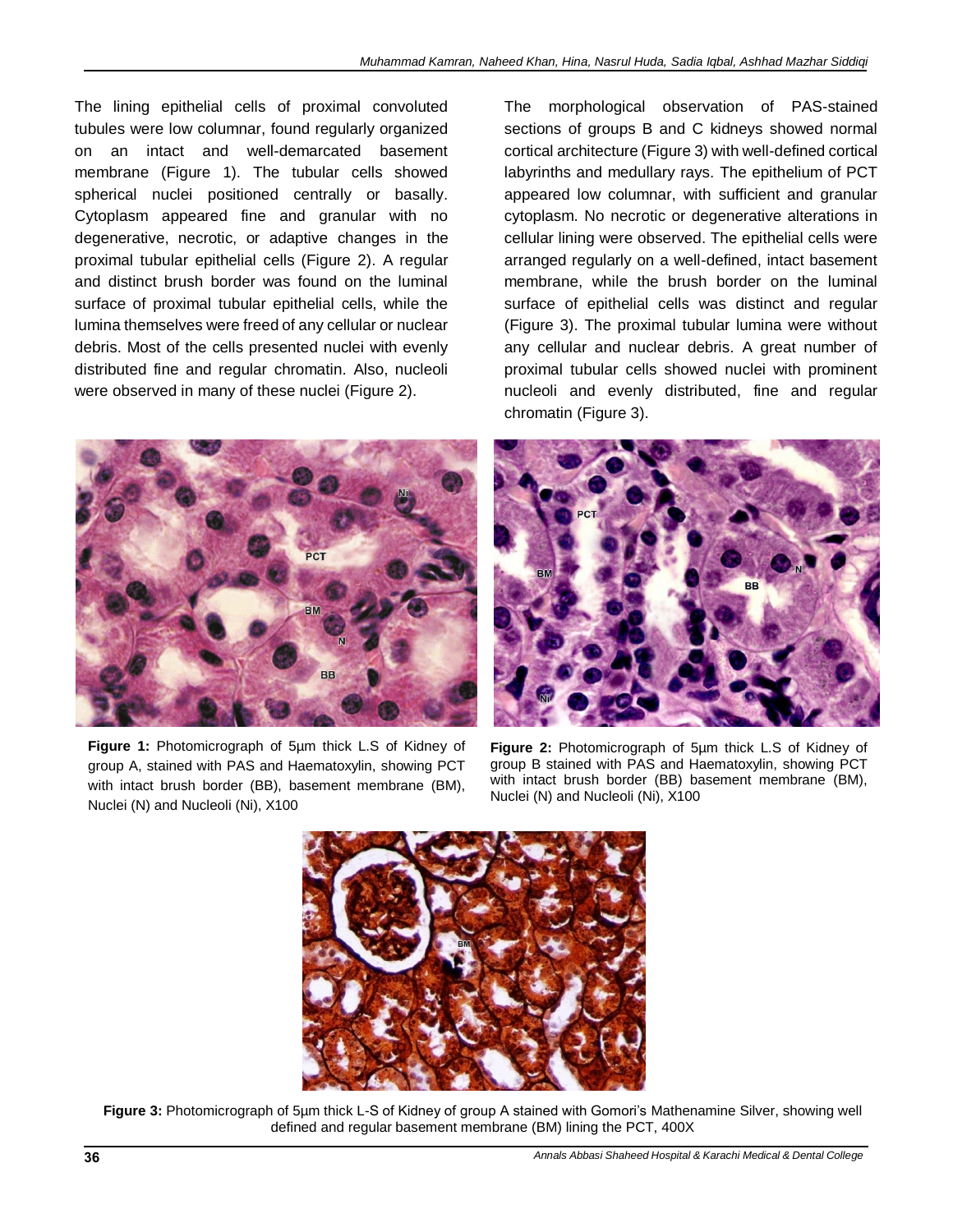The lining epithelial cells of proximal convoluted tubules were low columnar, found regularly organized on an intact and well-demarcated basement membrane (Figure 1). The tubular cells showed spherical nuclei positioned centrally or basally. Cytoplasm appeared fine and granular with no degenerative, necrotic, or adaptive changes in the proximal tubular epithelial cells (Figure 2). A regular and distinct brush border was found on the luminal surface of proximal tubular epithelial cells, while the lumina themselves were freed of any cellular or nuclear debris. Most of the cells presented nuclei with evenly distributed fine and regular chromatin. Also, nucleoli were observed in many of these nuclei (Figure 2).

The morphological observation of PAS-stained sections of groups B and C kidneys showed normal cortical architecture (Figure 3) with well-defined cortical labyrinths and medullary rays. The epithelium of PCT appeared low columnar, with sufficient and granular cytoplasm. No necrotic or degenerative alterations in cellular lining were observed. The epithelial cells were arranged regularly on a well-defined, intact basement membrane, while the brush border on the luminal surface of epithelial cells was distinct and regular (Figure 3). The proximal tubular lumina were without any cellular and nuclear debris. A great number of proximal tubular cells showed nuclei with prominent nucleoli and evenly distributed, fine and regular chromatin (Figure 3).

**Figure 1:** Photomicrograph of 5µm thick L.S of Kidney of group A, stained with PAS and Haematoxylin, showing PCT with intact brush border (BB), basement membrane (BM), Nuclei (N) and Nucleoli (Ni), X100

**Figure 2:** Photomicrograph of 5µm thick L.S of Kidney of group B stained with PAS and Haematoxylin, showing PCT with intact brush border (BB) basement membrane (BM), Nuclei (N) and Nucleoli (Ni), X100

**Figure 3:** Photomicrograph of 5µm thick L-S of Kidney of group A stained with Gomori's Mathenamine Silver, showing well defined and regular basement membrane (BM) lining the PCT, 400X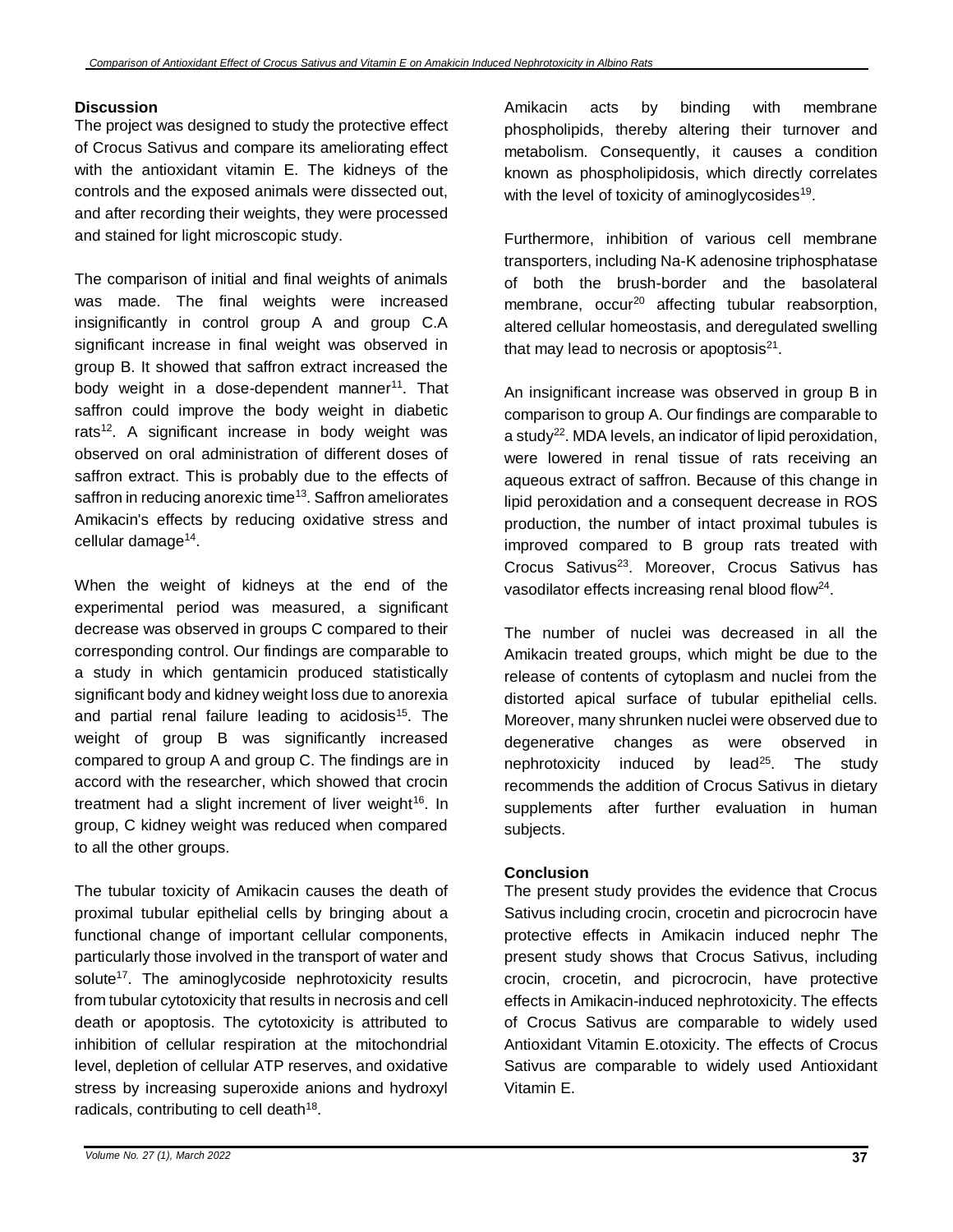## Discussion

The project was designed to study the protective effect of Crocus Sativus and compare its ameliorating effect with the antioxidant vitamin E. The kidneys of the controls and the exposed animals were dissected out, and after recording their weights, they were processed and stained for light microscopic study.

The comparison of initial and final weights of animals was made. The final weights were increased insignificantly in control group A and group C.A significant increase in final weight was observed in group B. It showed that saffron extract increased the body weight in a dose-dependent manner[11]. That saffron could improve the body weight in diabetic rats[12]. A significant increase in body weight was observed on oral administration of different doses of saffron extract. This is probably due to the effects of saffron in reducing anorexic time[13]. Saffron ameliorates Amikacin's effects by reducing oxidative stress and cellular damage[14].

When the weight of kidneys at the end of the experimental period was measured, a significant decrease was observed in groups C compared to their corresponding control. Our findings are comparable to a study in which gentamicin produced statistically significant body and kidney weight loss due to anorexia and partial renal failure leading to acidosis[15]. The weight of group B was significantly increased compared to group A and group C. The findings are in accord with the researcher, which showed that crocin treatment had a slight increment of liver weight[16]. In group, C kidney weight was reduced when compared to all the other groups.

The tubular toxicity of Amikacin causes the death of proximal tubular epithelial cells by bringing about a functional change of important cellular components, particularly those involved in the transport of water and solute[17]. The aminoglycoside nephrotoxicity results from tubular cytotoxicity that results in necrosis and cell death or apoptosis. The cytotoxicity is attributed to inhibition of cellular respiration at the mitochondrial level, depletion of cellular ATP reserves, and oxidative stress by increasing superoxide anions and hydroxyl radicals, contributing to cell death[18].

Amikacin acts by binding with membrane phospholipids, thereby altering their turnover and metabolism. Consequently, it causes a condition known as phospholipidosis, which directly correlates with the level of toxicity of aminoglycosides[19].

Furthermore, inhibition of various cell membrane transporters, including Na-K adenosine triphosphatase of both the brush-border and the basolateral membrane, occur[20] affecting tubular reabsorption, altered cellular homeostasis, and deregulated swelling that may lead to necrosis or apoptosis[21].

An insignificant increase was observed in group B in comparison to group A. Our findings are comparable to a study[22]. MDA levels, an indicator of lipid peroxidation, were lowered in renal tissue of rats receiving an aqueous extract of saffron. Because of this change in lipid peroxidation and a consequent decrease in ROS production, the number of intact proximal tubules is improved compared to B group rats treated with Crocus Sativus[23]. Moreover, Crocus Sativus has vasodilator effects increasing renal blood flow[24].

The number of nuclei was decreased in all the Amikacin treated groups, which might be due to the release of contents of cytoplasm and nuclei from the distorted apical surface of tubular epithelial cells. Moreover, many shrunken nuclei were observed due to degenerative changes as were observed in nephrotoxicity induced by lead[25]. The study recommends the addition of Crocus Sativus in dietary supplements after further evaluation in human subjects.

## Conclusion

The present study provides the evidence that Crocus Sativus including crocin, crocetin and picrocrocin have protective effects in Amikacin induced nephr The present study shows that Crocus Sativus, including crocin, crocetin, and picrocrocin, have protective effects in Amikacin-induced nephrotoxicity. The effects of Crocus Sativus are comparable to widely used Antioxidant Vitamin E.otoxicity. The effects of Crocus Sativus are comparable to widely used Antioxidant Vitamin E.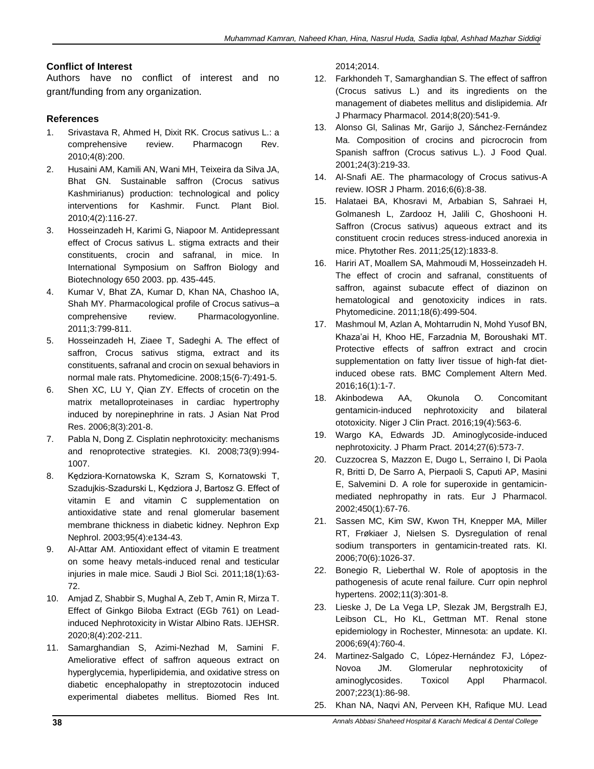### Conflict of Interest

Authors have no conflict of interest and no grant/funding from any organization.

### References

1. Srivastava R, Ahmed H, Dixit RK. Crocus sativus L.: a comprehensive review. Pharmacogn Rev. 2010;4(8):200.
2. Husaini AM, Kamili AN, Wani MH, Teixeira da Silva JA, Bhat GN. Sustainable saffron (Crocus sativus Kashmirianus) production: technological and policy interventions for Kashmir. Funct. Plant Biol. 2010;4(2):116-27.
3. Hosseinzadeh H, Karimi G, Niapoor M. Antidepressant effect of Crocus sativus L. stigma extracts and their constituents, crocin and safranal, in mice. In International Symposium on Saffron Biology and Biotechnology 650 2003. pp. 435-445.
4. Kumar V, Bhat ZA, Kumar D, Khan NA, Chashoo IA, Shah MY. Pharmacological profile of Crocus sativus–a comprehensive review. Pharmacologyonline. 2011;3:799-811.
5. Hosseinzadeh H, Ziaee T, Sadeghi A. The effect of saffron, Crocus sativus stigma, extract and its constituents, safranal and crocin on sexual behaviors in normal male rats. Phytomedicine. 2008;15(6-7):491-5.
6. Shen XC, LU Y, Qian ZY. Effects of crocetin on the matrix metalloproteinases in cardiac hypertrophy induced by norepinephrine in rats. J Asian Nat Prod Res. 2006;8(3):201-8.
7. Pabla N, Dong Z. Cisplatin nephrotoxicity: mechanisms and renoprotective strategies. KI. 2008;73(9):994-1007.
8. Kędziora-Kornatowska K, Szram S, Kornatowski T, Szadujkis-Szadurski L, Kędziora J, Bartosz G. Effect of vitamin E and vitamin C supplementation on antioxidative state and renal glomerular basement membrane thickness in diabetic kidney. Nephron Exp Nephrol. 2003;95(4):e134-43.
9. Al-Attar AM. Antioxidant effect of vitamin E treatment on some heavy metals-induced renal and testicular injuries in male mice. Saudi J Biol Sci. 2011;18(1):63-72.
10. Amjad Z, Shabbir S, Mughal A, Zeb T, Amin R, Mirza T. Effect of Ginkgo Biloba Extract (EGb 761) on Lead-induced Nephrotoxicity in Wistar Albino Rats. IJEHSR. 2020;8(4):202-211.
11. Samarghandian S, Azimi-Nezhad M, Samini F. Ameliorative effect of saffron aqueous extract on hyperglycemia, hyperlipidemia, and oxidative stress on diabetic encephalopathy in streptozotocin induced experimental diabetes mellitus. Biomed Res Int. 2014;2014.
12. Farkhondeh T, Samarghandian S. The effect of saffron (Crocus sativus L.) and its ingredients on the management of diabetes mellitus and dislipidemia. Afr J Pharmacy Pharmacol. 2014;8(20):541-9.
13. Alonso Gl, Salinas Mr, Garijo J, Sánchez-Fernández Ma. Composition of crocins and picrocrocin from Spanish saffron (Crocus sativus L.). J Food Qual. 2001;24(3):219-33.
14. Al-Snafi AE. The pharmacology of Crocus sativus-A review. IOSR J Pharm. 2016;6(6):8-38.
15. Halataei BA, Khosravi M, Arbabian S, Sahraei H, Golmanesh L, Zardooz H, Jalili C, Ghoshooni H. Saffron (Crocus sativus) aqueous extract and its constituent crocin reduces stress-induced anorexia in mice. Phytother Res. 2011;25(12):1833-8.
16. Hariri AT, Moallem SA, Mahmoudi M, Hosseinzadeh H. The effect of crocin and safranal, constituents of saffron, against subacute effect of diazinon on hematological and genotoxicity indices in rats. Phytomedicine. 2011;18(6):499-504.
17. Mashmoul M, Azlan A, Mohtarrudin N, Mohd Yusof BN, Khaza'ai H, Khoo HE, Farzadnia M, Boroushaki MT. Protective effects of saffron extract and crocin supplementation on fatty liver tissue of high-fat diet-induced obese rats. BMC Complement Altern Med. 2016;16(1):1-7.
18. Akinbodewa AA, Okunola O. Concomitant gentamicin-induced nephrotoxicity and bilateral ototoxicity. Niger J Clin Pract. 2016;19(4):563-6.
19. Wargo KA, Edwards JD. Aminoglycoside-induced nephrotoxicity. J Pharm Pract. 2014;27(6):573-7.
20. Cuzzocrea S, Mazzon E, Dugo L, Serraino I, Di Paola R, Britti D, De Sarro A, Pierpaoli S, Caputi AP, Masini E, Salvemini D. A role for superoxide in gentamicin-mediated nephropathy in rats. Eur J Pharmacol. 2002;450(1):67-76.
21. Sassen MC, Kim SW, Kwon TH, Knepper MA, Miller RT, Frøkiaer J, Nielsen S. Dysregulation of renal sodium transporters in gentamicin-treated rats. KI. 2006;70(6):1026-37.
22. Bonegio R, Lieberthal W. Role of apoptosis in the pathogenesis of acute renal failure. Curr opin nephrol hypertens. 2002;11(3):301-8.
23. Lieske J, De La Vega LP, Slezak JM, Bergstralh EJ, Leibson CL, Ho KL, Gettman MT. Renal stone epidemiology in Rochester, Minnesota: an update. KI. 2006;69(4):760-4.
24. Martinez-Salgado C, López-Hernández FJ, López-Novoa JM. Glomerular nephrotoxicity of aminoglycosides. Toxicol Appl Pharmacol. 2007;223(1):86-98.
25. Khan NA, Naqvi AN, Perveen KH, Rafique MU. Lead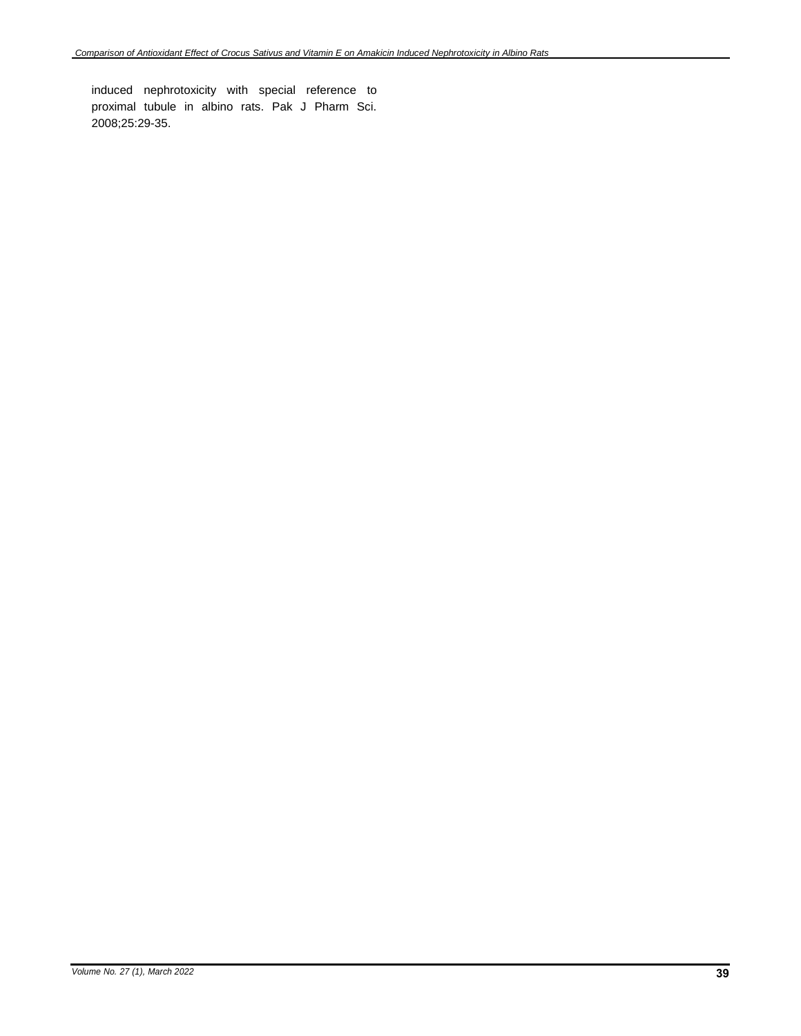induced nephrotoxicity with special reference to proximal tubule in albino rats. Pak J Pharm Sci. 2008;25:29-35.